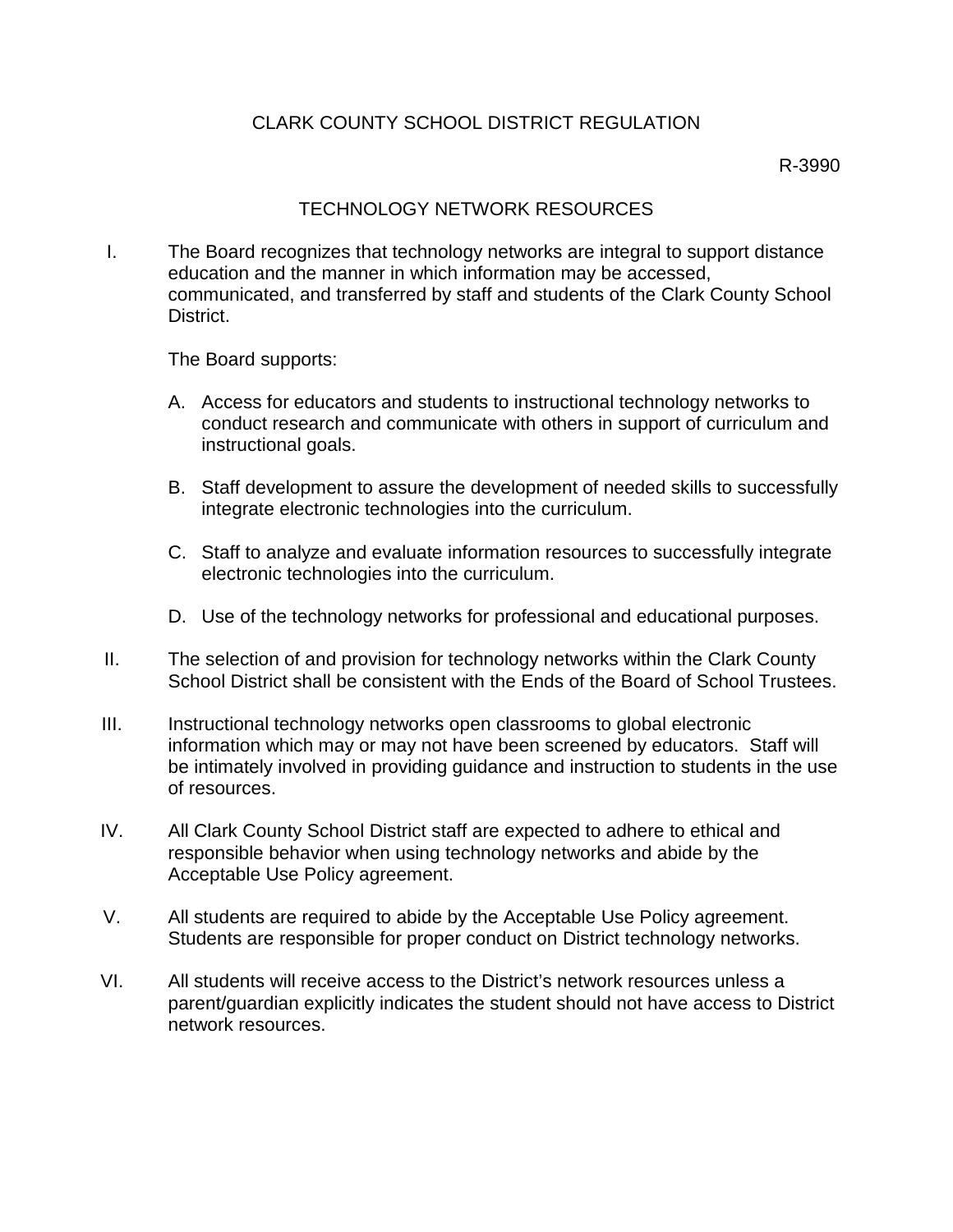# CLARK COUNTY SCHOOL DISTRICT REGULATION

R-3990

## TECHNOLOGY NETWORK RESOURCES

I. The Board recognizes that technology networks are integral to support distance education and the manner in which information may be accessed, communicated, and transferred by staff and students of the Clark County School District.

The Board supports:

A. Access for educators and students to instructional technology networks to conduct research and communicate with others in support of curriculum and instructional goals.

B. Staff development to assure the development of needed skills to successfully integrate electronic technologies into the curriculum.

C. Staff to analyze and evaluate information resources to successfully integrate electronic technologies into the curriculum.

D. Use of the technology networks for professional and educational purposes.

II. The selection of and provision for technology networks within the Clark County School District shall be consistent with the Ends of the Board of School Trustees.

III. Instructional technology networks open classrooms to global electronic information which may or may not have been screened by educators. Staff will be intimately involved in providing guidance and instruction to students in the use of resources.

IV. All Clark County School District staff are expected to adhere to ethical and responsible behavior when using technology networks and abide by the Acceptable Use Policy agreement.

V. All students are required to abide by the Acceptable Use Policy agreement. Students are responsible for proper conduct on District technology networks.

VI. All students will receive access to the District's network resources unless a parent/guardian explicitly indicates the student should not have access to District network resources.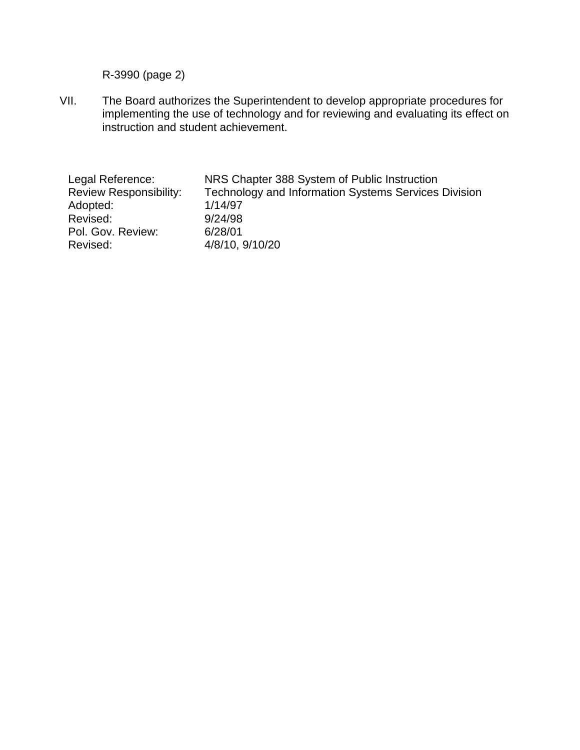R-3990 (page 2)

VII. The Board authorizes the Superintendent to develop appropriate procedures for implementing the use of technology and for reviewing and evaluating its effect on instruction and student achievement.

| | |
|---|---|
| Legal Reference: | NRS Chapter 388 System of Public Instruction |
| Review Responsibility: | Technology and Information Systems Services Division |
| Adopted: | 1/14/97 |
| Revised: | 9/24/98 |
| Pol. Gov. Review: | 6/28/01 |
| Revised: | 4/8/10, 9/10/20 |